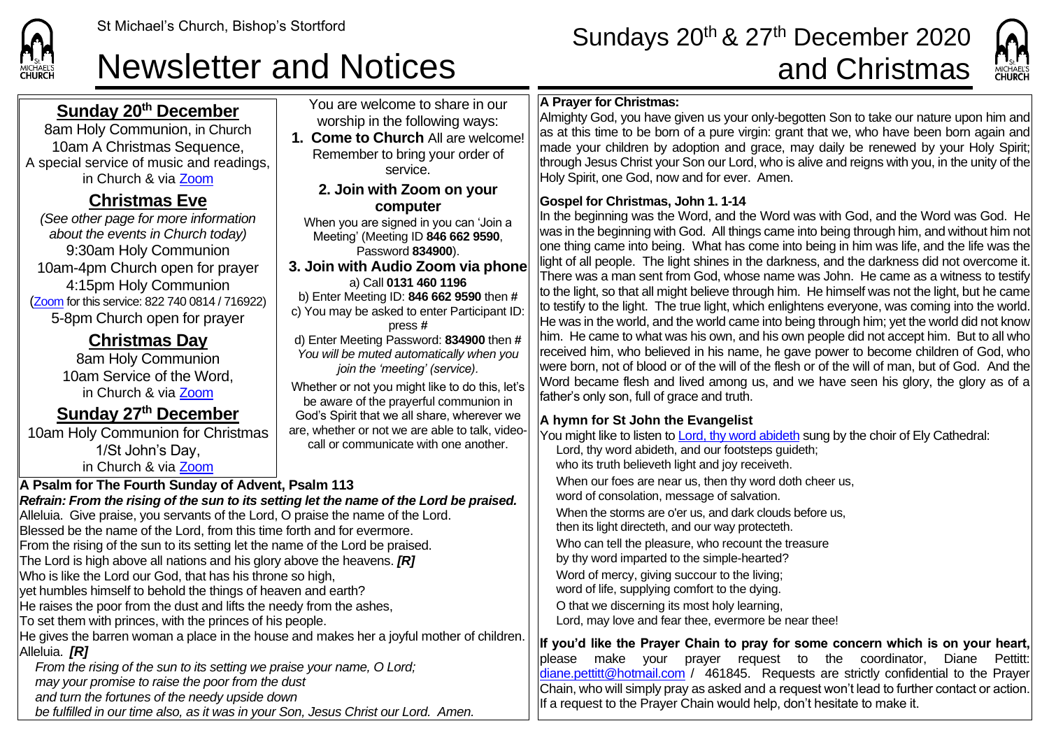St Michael's Church, Bishop's Stortford

# Newsletter and Notices

# Sundays 20th & 27th December 2020 and Christmas

## Sunday 20th December

8am Holy Communion, in Church
10am A Christmas Sequence,
A special service of music and readings, in Church & via Zoom

## Christmas Eve

*(See other page for more information about the events in Church today)*
9:30am Holy Communion
10am-4pm Church open for prayer
4:15pm Holy Communion
(Zoom for this service: 822 740 0814 / 716922)
5-8pm Church open for prayer

## Christmas Day

8am Holy Communion
10am Service of the Word,
in Church & via Zoom

## Sunday 27th December

10am Holy Communion for Christmas 1/St John's Day,
in Church & via Zoom

You are welcome to share in our worship in the following ways:

1. **Come to Church** All are welcome! Remember to bring your order of service.

### 2. Join with Zoom on your computer

When you are signed in you can 'Join a Meeting' (Meeting ID **846 662 9590**, Password **834900**).

### 3. Join with Audio Zoom via phone

a) Call **0131 460 1196**
b) Enter Meeting ID: **846 662 9590** then **#**
c) You may be asked to enter Participant ID: press **#**
d) Enter Meeting Password: **834900** then **#**
*You will be muted automatically when you join the 'meeting' (service).*

Whether or not you might like to do this, let's be aware of the prayerful communion in God's Spirit that we all share, wherever we are, whether or not we are able to talk, video-call or communicate with one another.

**A Psalm for The Fourth Sunday of Advent, Psalm 113**

***Refrain: From the rising of the sun to its setting let the name of the Lord be praised.***

Alleluia. Give praise, you servants of the Lord, O praise the name of the Lord.
Blessed be the name of the Lord, from this time forth and for evermore.
From the rising of the sun to its setting let the name of the Lord be praised.
The Lord is high above all nations and his glory above the heavens. ***[R]***
Who is like the Lord our God, that has his throne so high,
yet humbles himself to behold the things of heaven and earth?
He raises the poor from the dust and lifts the needy from the ashes,
To set them with princes, with the princes of his people.
He gives the barren woman a place in the house and makes her a joyful mother of children.
Alleluia. ***[R]***

*From the rising of the sun to its setting we praise your name, O Lord;*
*may your promise to raise the poor from the dust*
*and turn the fortunes of the needy upside down*
*be fulfilled in our time also, as it was in your Son, Jesus Christ our Lord. Amen.*

**A Prayer for Christmas:**

Almighty God, you have given us your only-begotten Son to take our nature upon him and as at this time to be born of a pure virgin: grant that we, who have been born again and made your children by adoption and grace, may daily be renewed by your Holy Spirit; through Jesus Christ your Son our Lord, who is alive and reigns with you, in the unity of the Holy Spirit, one God, now and for ever. Amen.

**Gospel for Christmas, John 1. 1-14**

In the beginning was the Word, and the Word was with God, and the Word was God. He was in the beginning with God. All things came into being through him, and without him not one thing came into being. What has come into being in him was life, and the life was the light of all people. The light shines in the darkness, and the darkness did not overcome it. There was a man sent from God, whose name was John. He came as a witness to testify to the light, so that all might believe through him. He himself was not the light, but he came to testify to the light. The true light, which enlightens everyone, was coming into the world. He was in the world, and the world came into being through him; yet the world did not know him. He came to what was his own, and his own people did not accept him. But to all who received him, who believed in his name, he gave power to become children of God, who were born, not of blood or of the will of the flesh or of the will of man, but of God. And the Word became flesh and lived among us, and we have seen his glory, the glory as of a father's only son, full of grace and truth.

**A hymn for St John the Evangelist**

You might like to listen to Lord, thy word abideth sung by the choir of Ely Cathedral:

Lord, thy word abideth, and our footsteps guideth;
who its truth believeth light and joy receiveth.

When our foes are near us, then thy word doth cheer us,
word of consolation, message of salvation.

When the storms are o'er us, and dark clouds before us,
then its light directeth, and our way protecteth.

Who can tell the pleasure, who recount the treasure
by thy word imparted to the simple-hearted?

Word of mercy, giving succour to the living;
word of life, supplying comfort to the dying.

O that we discerning its most holy learning,
Lord, may love and fear thee, evermore be near thee!

**If you'd like the Prayer Chain to pray for some concern which is on your heart,** please make your prayer request to the coordinator, Diane Pettitt: diane.pettitt@hotmail.com / 461845. Requests are strictly confidential to the Prayer Chain, who will simply pray as asked and a request won't lead to further contact or action. If a request to the Prayer Chain would help, don't hesitate to make it.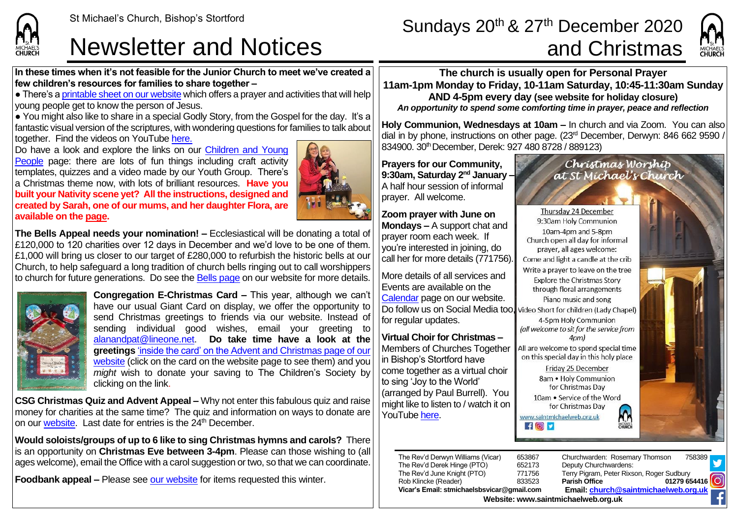St Michael's Church, Bishop's Stortford

# Newsletter and Notices

# Sundays 20th & 27th December 2020 and Christmas

**In these times when it's not feasible for the Junior Church to meet we've created a few children's resources for families to share together –**

- There's a printable sheet on our website which offers a prayer and activities that will help young people get to know the person of Jesus.
- You might also like to share in a special Godly Story, from the Gospel for the day. It's a fantastic visual version of the scriptures, with wondering questions for families to talk about together. Find the videos on YouTube here.

Do have a look and explore the links on our Children and Young People page: there are lots of fun things including craft activity templates, quizzes and a video made by our Youth Group. There's a Christmas theme now, with lots of brilliant resources. **Have you built your Nativity scene yet? All the instructions, designed and created by Sarah, one of our mums, and her daughter Flora, are available on the page.**

**The Bells Appeal needs your nomination! –** Ecclesiastical will be donating a total of £120,000 to 120 charities over 12 days in December and we'd love to be one of them. £1,000 will bring us closer to our target of £280,000 to refurbish the historic bells at our Church, to help safeguard a long tradition of church bells ringing out to call worshippers to church for future generations. Do see the Bells page on our website for more details.

**Congregation E-Christmas Card –** This year, although we can't have our usual Giant Card on display, we offer the opportunity to send Christmas greetings to friends via our website. Instead of sending individual good wishes, email your greeting to alanandpat@lineone.net. **Do take time have a look at the greetings** 'inside the card' on the Advent and Christmas page of our website (click on the card on the website page to see them) and you *might* wish to donate your saving to The Children's Society by clicking on the link.

**CSG Christmas Quiz and Advent Appeal –** Why not enter this fabulous quiz and raise money for charities at the same time? The quiz and information on ways to donate are on our website. Last date for entries is the 24th December.

**Would soloists/groups of up to 6 like to sing Christmas hymns and carols?** There is an opportunity on **Christmas Eve between 3-4pm**. Please can those wishing to (all ages welcome), email the Office with a carol suggestion or two, so that we can coordinate.

**Foodbank appeal –** Please see our website for items requested this winter.

**The church is usually open for Personal Prayer**
**11am-1pm Monday to Friday, 10-11am Saturday, 10:45-11:30am Sunday AND 4-5pm every day** (see website for holiday closure)
***An opportunity to spend some comforting time in prayer, peace and reflection***

**Holy Communion, Wednesdays at 10am –** In church and via Zoom. You can also dial in by phone, instructions on other page. (23rd December, Derwyn: 846 662 9590 / 834900. 30th December, Derek: 927 480 8728 / 889123)

**Prayers for our Community, 9:30am, Saturday 2nd January –** A half hour session of informal prayer. All welcome.

**Zoom prayer with June on Mondays –** A support chat and prayer room each week. If you're interested in joining, do call her for more details (771756).

More details of all services and Events are available on the Calendar page on our website. Do follow us on Social Media too, for regular updates.

**Virtual Choir for Christmas –** Members of Churches Together in Bishop's Stortford have come together as a virtual choir to sing 'Joy to the World' (arranged by Paul Burrell). You might like to listen to / watch it on YouTube here.

*Christmas Worship at St Michael's Church*

Thursday 24 December
9:30am Holy Communion
10am-4pm and 5-8pm
Church open all day for informal prayer, all ages welcome:
Come and light a candle at the crib
Write a prayer to leave on the tree
Explore the Christmas Story through floral arrangements
Piano music and song
Video Short for children (Lady Chapel)
4-5pm Holy Communion
*(all welcome to sit for the service from 4pm)*
All are welcome to spend special time on this special day in this holy place

Friday 25 December
8am • Holy Communion for Christmas Day
10am • Service of the Word for Christmas Day

www.saintmichaelweb.org.uk

| | | | |
|---|---|---|---|
| The Rev'd Derwyn Williams (Vicar) | 653867 | Churchwarden: Rosemary Thomson | 758389 |
| The Rev'd Derek Hinge (PTO) | 652173 | Deputy Churchwardens: | |
| The Rev'd June Knight (PTO) | 771756 | Terry Pigram, Peter Rixson, Roger Sudbury | |
| Rob Klincke (Reader) | 833523 | **Parish Office** | **01279 654416** |
| **Vicar's Email: stmichaelsbsvicar@gmail.com** | | **Email: church@saintmichaelweb.org.uk** | |

**Website: www.saintmichaelweb.org.uk**